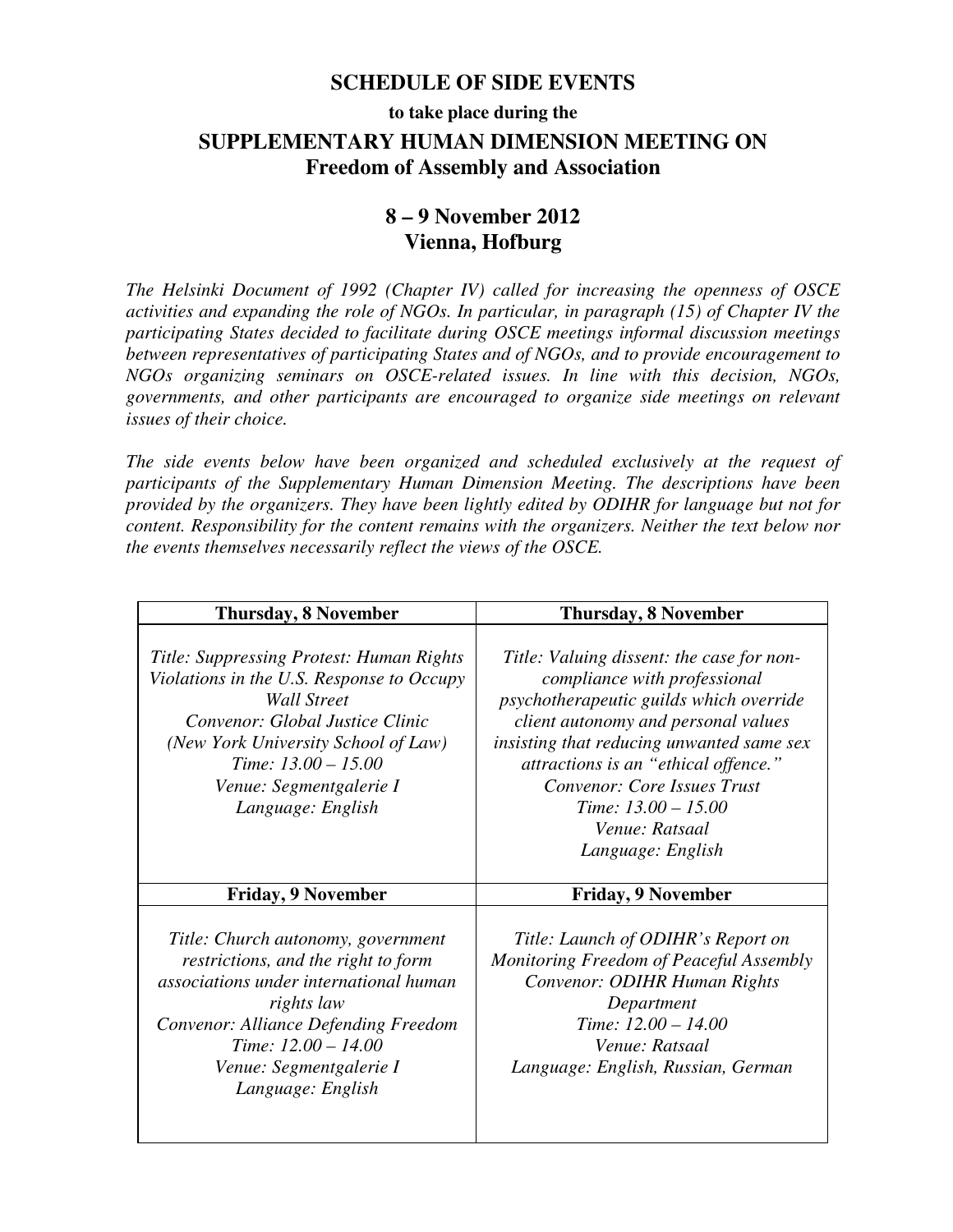# SCHEDULE OF SIDE EVENTS

**to take place during the**

## SUPPLEMENTARY HUMAN DIMENSION MEETING ON Freedom of Assembly and Association

## 8 – 9 November 2012
## Vienna, Hofburg

*The Helsinki Document of 1992 (Chapter IV) called for increasing the openness of OSCE activities and expanding the role of NGOs. In particular, in paragraph (15) of Chapter IV the participating States decided to facilitate during OSCE meetings informal discussion meetings between representatives of participating States and of NGOs, and to provide encouragement to NGOs organizing seminars on OSCE-related issues. In line with this decision, NGOs, governments, and other participants are encouraged to organize side meetings on relevant issues of their choice.*

*The side events below have been organized and scheduled exclusively at the request of participants of the Supplementary Human Dimension Meeting. The descriptions have been provided by the organizers. They have been lightly edited by ODIHR for language but not for content. Responsibility for the content remains with the organizers. Neither the text below nor the events themselves necessarily reflect the views of the OSCE.*

| **Thursday, 8 November** | **Thursday, 8 November** |
|---|---|
| *Title: Suppressing Protest: Human Rights Violations in the U.S. Response to Occupy Wall Street*<br>*Convenor: Global Justice Clinic (New York University School of Law)*<br>*Time: 13.00 – 15.00*<br>*Venue: Segmentgalerie I*<br>*Language: English* | *Title: Valuing dissent: the case for non-compliance with professional psychotherapeutic guilds which override client autonomy and personal values insisting that reducing unwanted same sex attractions is an "ethical offence."*<br>*Convenor: Core Issues Trust*<br>*Time: 13.00 – 15.00*<br>*Venue: Ratsaal*<br>*Language: English* |
| **Friday, 9 November** | **Friday, 9 November** |
| *Title: Church autonomy, government restrictions, and the right to form associations under international human rights law*<br>*Convenor: Alliance Defending Freedom*<br>*Time: 12.00 – 14.00*<br>*Venue: Segmentgalerie I*<br>*Language: English* | *Title: Launch of ODIHR's Report on Monitoring Freedom of Peaceful Assembly*<br>*Convenor: ODIHR Human Rights Department*<br>*Time: 12.00 – 14.00*<br>*Venue: Ratsaal*<br>*Language: English, Russian, German* |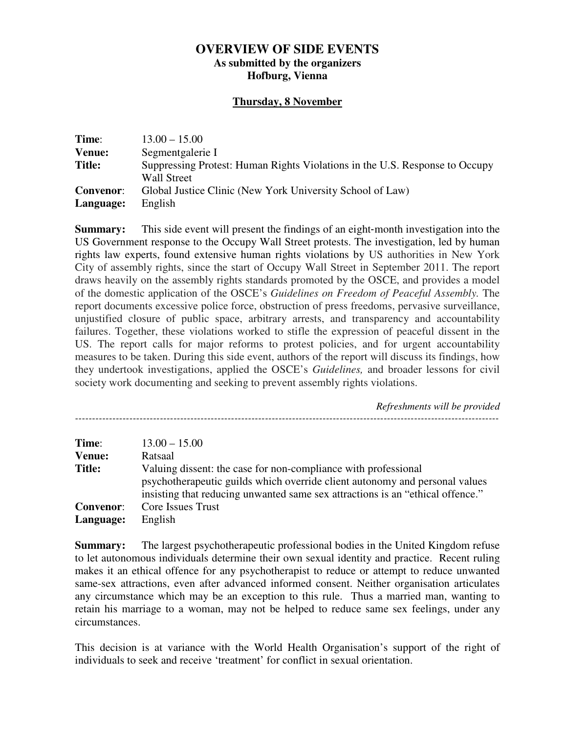# OVERVIEW OF SIDE EVENTS

**As submitted by the organizers**
**Hofburg, Vienna**

**Thursday, 8 November**

| | |
|---|---|
| **Time**: | 13.00 – 15.00 |
| **Venue:** | Segmentgalerie I |
| **Title:** | Suppressing Protest: Human Rights Violations in the U.S. Response to Occupy Wall Street |
| **Convenor**: | Global Justice Clinic (New York University School of Law) |
| **Language:** | English |

**Summary:** This side event will present the findings of an eight-month investigation into the US Government response to the Occupy Wall Street protests. The investigation, led by human rights law experts, found extensive human rights violations by US authorities in New York City of assembly rights, since the start of Occupy Wall Street in September 2011. The report draws heavily on the assembly rights standards promoted by the OSCE, and provides a model of the domestic application of the OSCE's *Guidelines on Freedom of Peaceful Assembly.* The report documents excessive police force, obstruction of press freedoms, pervasive surveillance, unjustified closure of public space, arbitrary arrests, and transparency and accountability failures. Together, these violations worked to stifle the expression of peaceful dissent in the US. The report calls for major reforms to protest policies, and for urgent accountability measures to be taken. During this side event, authors of the report will discuss its findings, how they undertook investigations, applied the OSCE's *Guidelines,* and broader lessons for civil society work documenting and seeking to prevent assembly rights violations.

*Refreshments will be provided*

---

| | |
|---|---|
| **Time**: | 13.00 – 15.00 |
| **Venue:** | Ratsaal |
| **Title:** | Valuing dissent: the case for non-compliance with professional psychotherapeutic guilds which override client autonomy and personal values insisting that reducing unwanted same sex attractions is an "ethical offence." |
| **Convenor**: | Core Issues Trust |
| **Language:** | English |

**Summary:** The largest psychotherapeutic professional bodies in the United Kingdom refuse to let autonomous individuals determine their own sexual identity and practice. Recent ruling makes it an ethical offence for any psychotherapist to reduce or attempt to reduce unwanted same-sex attractions, even after advanced informed consent. Neither organisation articulates any circumstance which may be an exception to this rule. Thus a married man, wanting to retain his marriage to a woman, may not be helped to reduce same sex feelings, under any circumstances.

This decision is at variance with the World Health Organisation's support of the right of individuals to seek and receive 'treatment' for conflict in sexual orientation.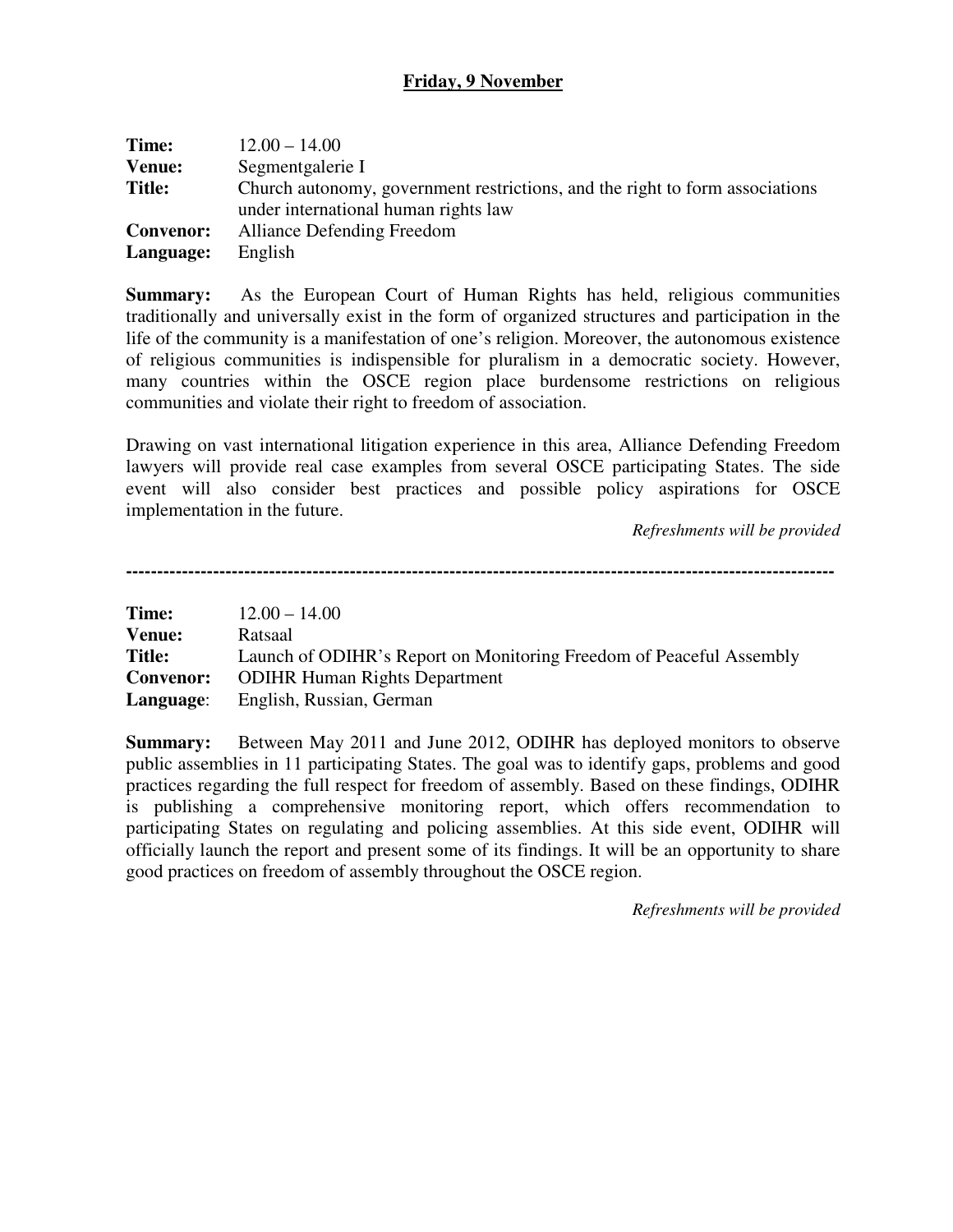**Friday, 9 November**

**Time:** 12.00 – 14.00
**Venue:** Segmentgalerie I
**Title:** Church autonomy, government restrictions, and the right to form associations under international human rights law
**Convenor:** Alliance Defending Freedom
**Language:** English

**Summary:** As the European Court of Human Rights has held, religious communities traditionally and universally exist in the form of organized structures and participation in the life of the community is a manifestation of one's religion. Moreover, the autonomous existence of religious communities is indispensible for pluralism in a democratic society. However, many countries within the OSCE region place burdensome restrictions on religious communities and violate their right to freedom of association.

Drawing on vast international litigation experience in this area, Alliance Defending Freedom lawyers will provide real case examples from several OSCE participating States. The side event will also consider best practices and possible policy aspirations for OSCE implementation in the future.

*Refreshments will be provided*

---

**Time:** 12.00 – 14.00
**Venue:** Ratsaal
**Title:** Launch of ODIHR's Report on Monitoring Freedom of Peaceful Assembly
**Convenor:** ODIHR Human Rights Department
**Language**: English, Russian, German

**Summary:** Between May 2011 and June 2012, ODIHR has deployed monitors to observe public assemblies in 11 participating States. The goal was to identify gaps, problems and good practices regarding the full respect for freedom of assembly. Based on these findings, ODIHR is publishing a comprehensive monitoring report, which offers recommendation to participating States on regulating and policing assemblies. At this side event, ODIHR will officially launch the report and present some of its findings. It will be an opportunity to share good practices on freedom of assembly throughout the OSCE region.

*Refreshments will be provided*